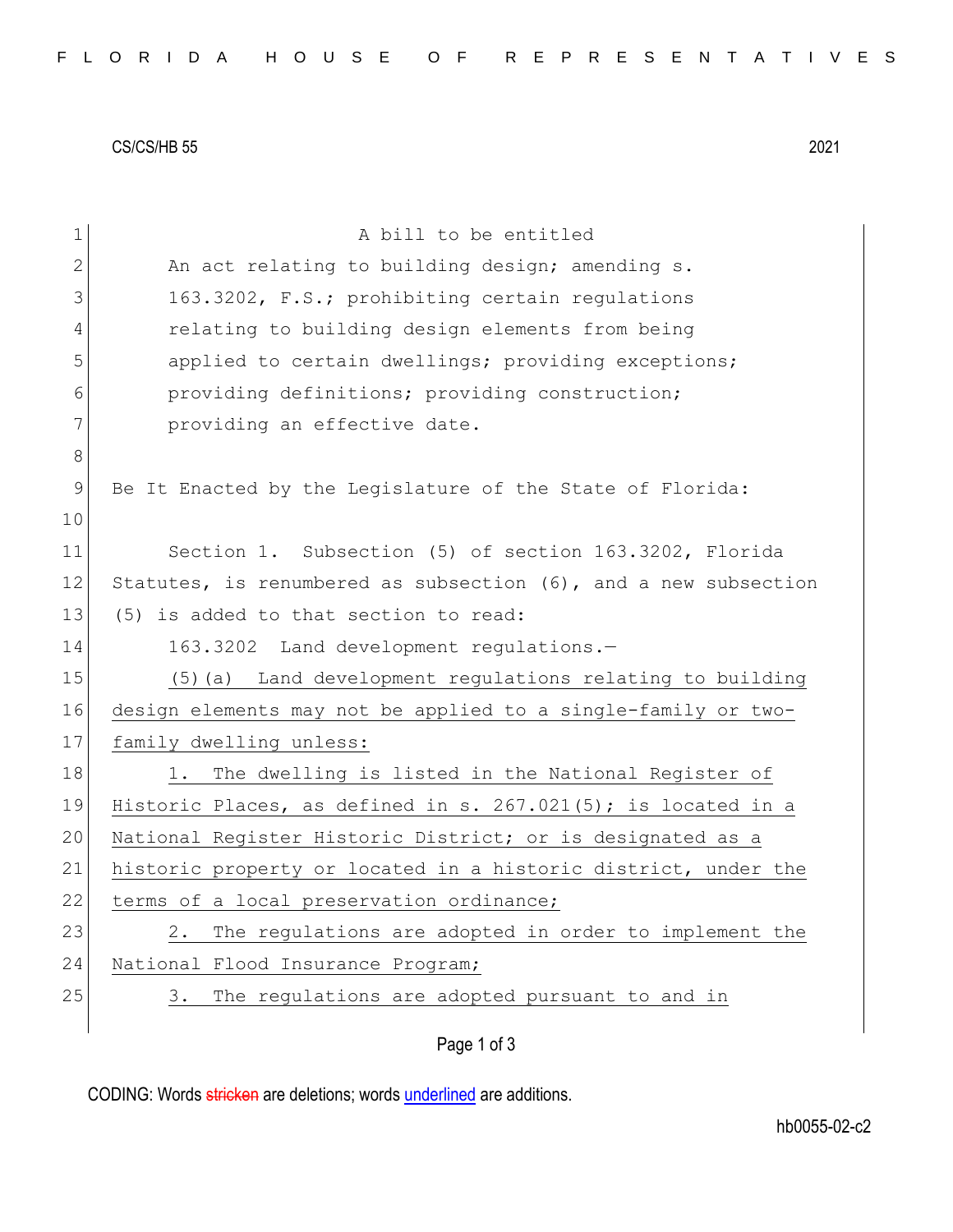CS/CS/HB 55 2021

A bill to be entitled

An act relating to building design; amending s. 163.3202, F.S.; prohibiting certain regulations relating to building design elements from being applied to certain dwellings; providing exceptions; providing definitions; providing construction; providing an effective date.

Be It Enacted by the Legislature of the State of Florida:

Section 1. Subsection (5) of section 163.3202, Florida Statutes, is renumbered as subsection (6), and a new subsection (5) is added to that section to read:

163.3202 Land development regulations.—

(5)(a) Land development regulations relating to building design elements may not be applied to a single-family or two-family dwelling unless:

1. The dwelling is listed in the National Register of Historic Places, as defined in s. 267.021(5); is located in a National Register Historic District; or is designated as a historic property or located in a historic district, under the terms of a local preservation ordinance;

2. The regulations are adopted in order to implement the National Flood Insurance Program;

3. The regulations are adopted pursuant to and in

CODING: Words stricken are deletions; words underlined are additions.

hb0055-02-c2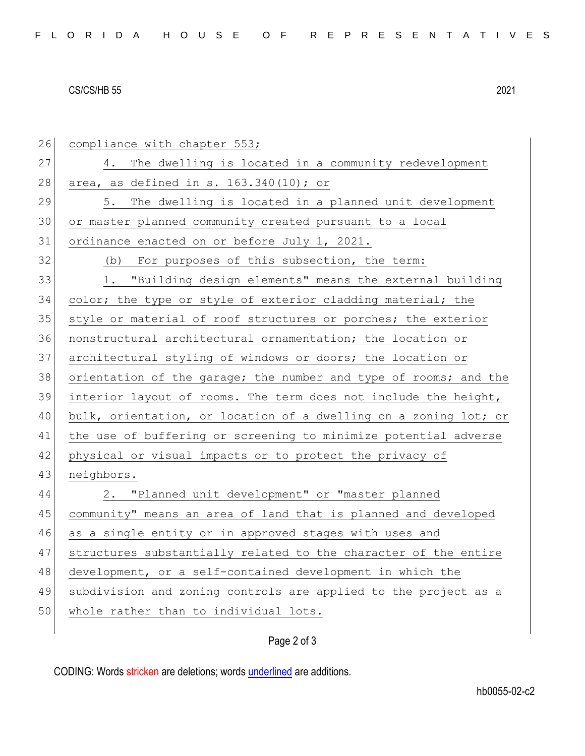compliance with chapter 553;

4. The dwelling is located in a community redevelopment area, as defined in s. 163.340(10); or

5. The dwelling is located in a planned unit development or master planned community created pursuant to a local ordinance enacted on or before July 1, 2021.

(b) For purposes of this subsection, the term:

1. "Building design elements" means the external building color; the type or style of exterior cladding material; the style or material of roof structures or porches; the exterior nonstructural architectural ornamentation; the location or architectural styling of windows or doors; the location or orientation of the garage; the number and type of rooms; and the interior layout of rooms. The term does not include the height, bulk, orientation, or location of a dwelling on a zoning lot; or the use of buffering or screening to minimize potential adverse physical or visual impacts or to protect the privacy of neighbors.

2. "Planned unit development" or "master planned community" means an area of land that is planned and developed as a single entity or in approved stages with uses and structures substantially related to the character of the entire development, or a self-contained development in which the subdivision and zoning controls are applied to the project as a whole rather than to individual lots.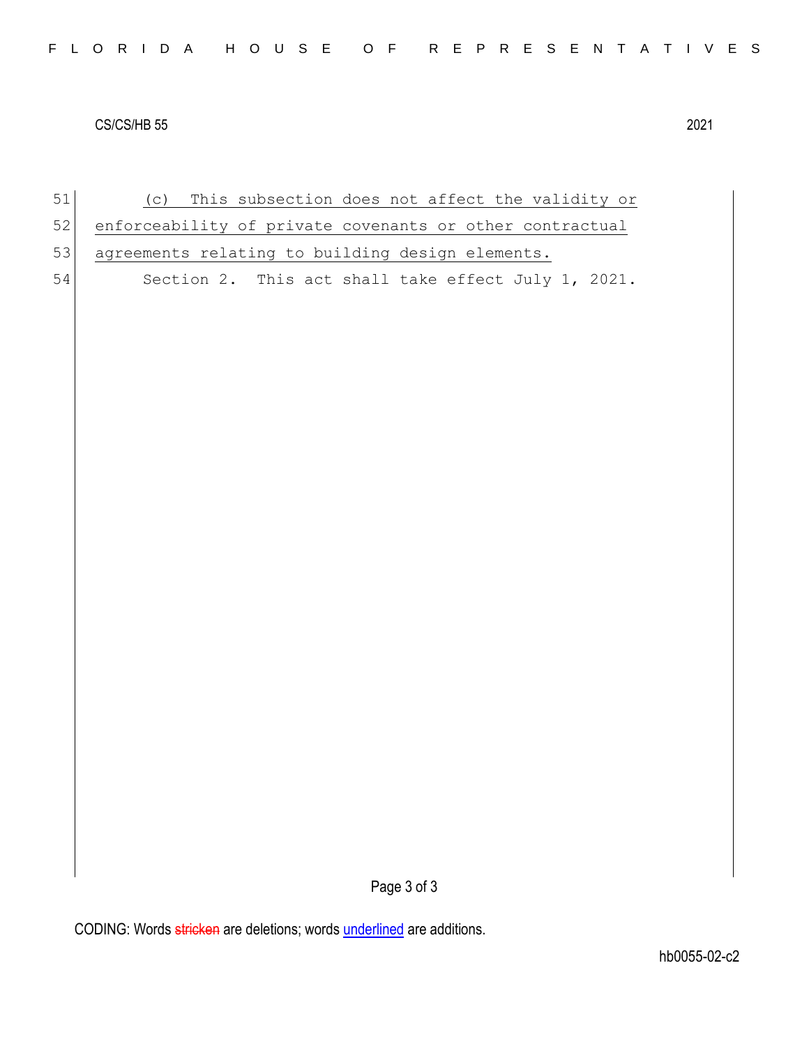(c) This subsection does not affect the validity or enforceability of private covenants or other contractual agreements relating to building design elements.

Section 2. This act shall take effect July 1, 2021.

CODING: Words stricken are deletions; words underlined are additions.

hb0055-02-c2